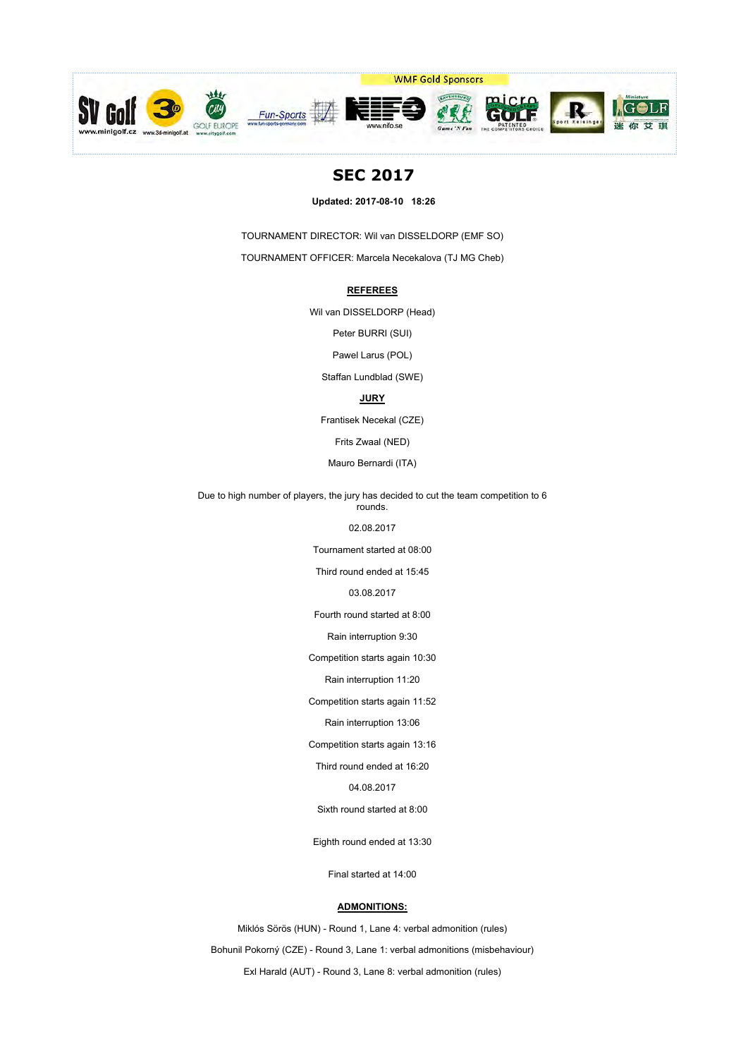WMF Gold Sponsors

www.minigolf.cz www.3d-minigolf.at GOLF EUROPE www.citygolf.com www.fun-sports-germany.com www.nifo.se Game 'N Fun PATENTED THE COMPETITORS CHOICE Sport Reisinger

# SEC 2017

**Updated: 2017-08-10 18:26**

TOURNAMENT DIRECTOR: Wil van DISSELDORP (EMF SO)

TOURNAMENT OFFICER: Marcela Necekalova (TJ MG Cheb)

**REFEREES**

Wil van DISSELDORP (Head)

Peter BURRI (SUI)

Pawel Larus (POL)

Staffan Lundblad (SWE)

**JURY**

Frantisek Necekal (CZE)

Frits Zwaal (NED)

Mauro Bernardi (ITA)

Due to high number of players, the jury has decided to cut the team competition to 6 rounds.

02.08.2017

Tournament started at 08:00

Third round ended at 15:45

03.08.2017

Fourth round started at 8:00

Rain interruption 9:30

Competition starts again 10:30

Rain interruption 11:20

Competition starts again 11:52

Rain interruption 13:06

Competition starts again 13:16

Third round ended at 16:20

04.08.2017

Sixth round started at 8:00

Eighth round ended at 13:30

Final started at 14:00

**ADMONITIONS:**

Miklós Sörös (HUN) - Round 1, Lane 4: verbal admonition (rules)

Bohunil Pokorný (CZE) - Round 3, Lane 1: verbal admonitions (misbehaviour)

Exl Harald (AUT) - Round 3, Lane 8: verbal admonition (rules)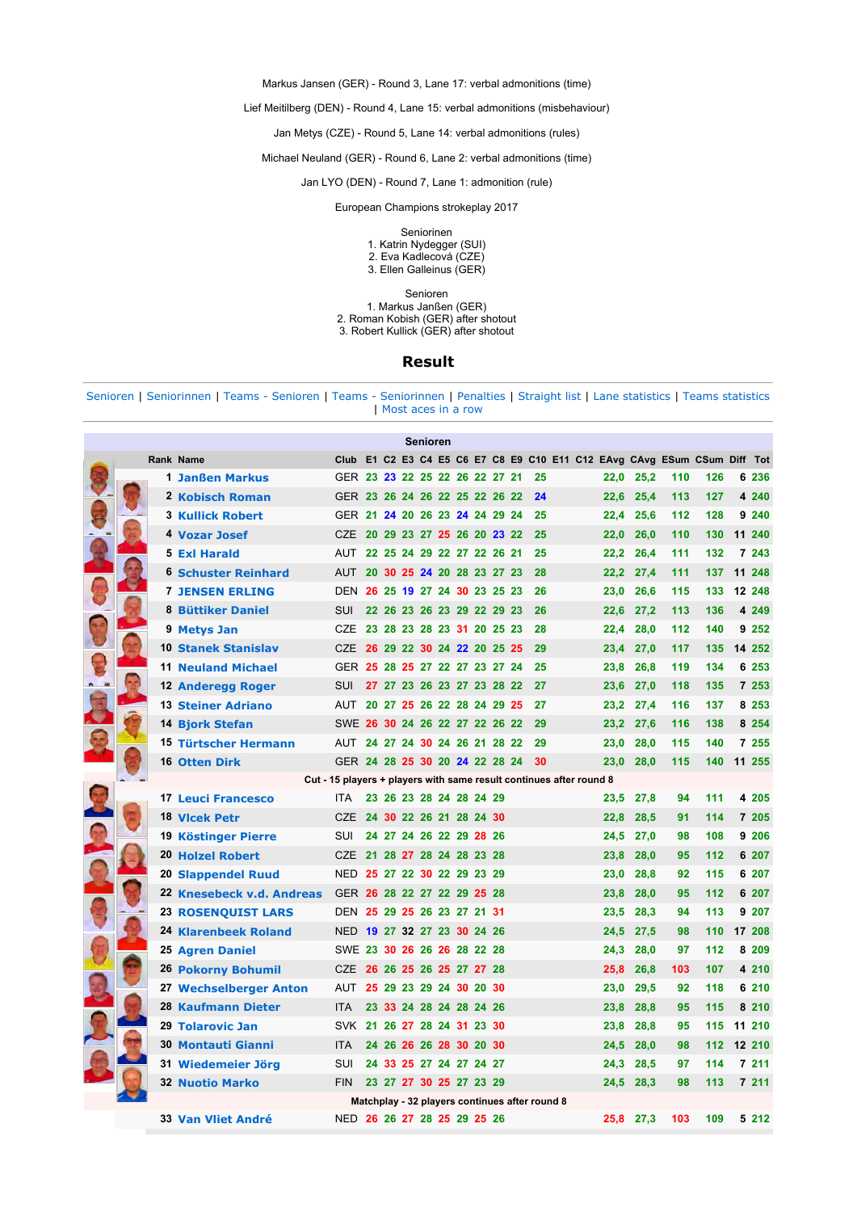Markus Jansen (GER) - Round 3, Lane 17: verbal admonitions (time)

Lief Meitilberg (DEN) - Round 4, Lane 15: verbal admonitions (misbehaviour)

Jan Metys (CZE) - Round 5, Lane 14: verbal admonitions (rules)

Michael Neuland (GER) - Round 6, Lane 2: verbal admonitions (time)

Jan LYO (DEN) - Round 7, Lane 1: admonition (rule)

European Champions strokeplay 2017

Seniorinnen
1. Katrin Nydegger (SUI)
2. Eva Kadlecová (CZE)
3. Ellen Galleinus (GER)

Senioren
1. Markus Janßen (GER)
2. Roman Kobish (GER) after shotout
3. Robert Kullick (GER) after shotout

## Result

Senioren | Seniorinnen | Teams - Senioren | Teams - Seniorinnen | Penalties | Straight list | Lane statistics | Teams statistics | Most aces in a row

**Senioren**

| Rank | Name | Club | E1 | C2 | E3 | C4 | E5 | C6 | E7 | C8 | E9 | C10 | E11 | C12 | EAvg | CAvg | ESum | CSum | Diff | Tot |
|---|---|---|---|---|---|---|---|---|---|---|---|---|---|---|---|---|---|---|---|---|
| 1 | Janßen Markus | GER | 23 | 23 | 22 | 25 | 22 | 26 | 22 | 27 | 21 | 25 | | | 22,0 | 25,2 | 110 | 126 | 6 | 236 |
| 2 | Kobisch Roman | GER | 23 | 26 | 24 | 26 | 22 | 25 | 22 | 26 | 22 | 24 | | | 22,6 | 25,4 | 113 | 127 | 4 | 240 |
| 3 | Kullick Robert | GER | 21 | 24 | 20 | 26 | 23 | 24 | 24 | 29 | 24 | 25 | | | 22,4 | 25,6 | 112 | 128 | 9 | 240 |
| 4 | Vozar Josef | CZE | 20 | 29 | 23 | 27 | 25 | 26 | 20 | 23 | 22 | 25 | | | 22,0 | 26,0 | 110 | 130 | 11 | 240 |
| 5 | Exl Harald | AUT | 22 | 25 | 24 | 29 | 22 | 27 | 22 | 26 | 21 | 25 | | | 22,2 | 26,4 | 111 | 132 | 7 | 243 |
| 6 | Schuster Reinhard | AUT | 20 | 30 | 25 | 24 | 20 | 28 | 23 | 27 | 23 | 28 | | | 22,2 | 27,4 | 111 | 137 | 11 | 248 |
| 7 | JENSEN ERLING | DEN | 26 | 25 | 19 | 27 | 24 | 30 | 23 | 25 | 23 | 26 | | | 23,0 | 26,6 | 115 | 133 | 12 | 248 |
| 8 | Büttiker Daniel | SUI | 22 | 26 | 23 | 26 | 23 | 29 | 22 | 29 | 23 | 26 | | | 22,6 | 27,2 | 113 | 136 | 4 | 249 |
| 9 | Metys Jan | CZE | 23 | 28 | 23 | 28 | 23 | 31 | 20 | 25 | 23 | 28 | | | 22,4 | 28,0 | 112 | 140 | 9 | 252 |
| 10 | Stanek Stanislav | CZE | 26 | 29 | 22 | 30 | 24 | 22 | 20 | 25 | 25 | 29 | | | 23,4 | 27,0 | 117 | 135 | 14 | 252 |
| 11 | Neuland Michael | GER | 25 | 28 | 25 | 27 | 22 | 27 | 23 | 27 | 24 | 25 | | | 23,8 | 26,8 | 119 | 134 | 6 | 253 |
| 12 | Anderegg Roger | SUI | 27 | 27 | 23 | 26 | 23 | 27 | 23 | 28 | 22 | 27 | | | 23,6 | 27,0 | 118 | 135 | 7 | 253 |
| 13 | Steiner Adriano | AUT | 20 | 27 | 25 | 26 | 22 | 28 | 24 | 29 | 25 | 27 | | | 23,2 | 27,4 | 116 | 137 | 8 | 253 |
| 14 | Bjork Stefan | SWE | 26 | 30 | 24 | 26 | 22 | 27 | 22 | 26 | 22 | 29 | | | 23,2 | 27,6 | 116 | 138 | 8 | 254 |
| 15 | Türtscher Hermann | AUT | 24 | 27 | 24 | 30 | 24 | 26 | 21 | 28 | 22 | 29 | | | 23,0 | 28,0 | 115 | 140 | 7 | 255 |
| 16 | Otten Dirk | GER | 24 | 28 | 25 | 30 | 20 | 24 | 22 | 28 | 24 | 30 | | | 23,0 | 28,0 | 115 | 140 | 11 | 255 |
| | Cut - 15 players + players with same result continues after round 8 | | | | | | | | | | | | | | | | | | | |
| 17 | Leuci Francesco | ITA | 23 | 26 | 23 | 28 | 24 | 28 | 24 | 29 | | | | | 23,5 | 27,8 | 94 | 111 | 4 | 205 |
| 18 | Vlcek Petr | CZE | 24 | 30 | 22 | 26 | 21 | 28 | 24 | 30 | | | | | 22,8 | 28,5 | 91 | 114 | 7 | 205 |
| 19 | Köstinger Pierre | SUI | 24 | 27 | 24 | 26 | 22 | 29 | 28 | 26 | | | | | 24,5 | 27,0 | 98 | 108 | 9 | 206 |
| 20 | Holzel Robert | CZE | 21 | 28 | 27 | 28 | 24 | 28 | 23 | 28 | | | | | 23,8 | 28,0 | 95 | 112 | 6 | 207 |
| 20 | Slappendel Ruud | NED | 25 | 27 | 22 | 30 | 22 | 29 | 23 | 29 | | | | | 23,0 | 28,8 | 92 | 115 | 6 | 207 |
| 22 | Knesebeck v.d. Andreas | GER | 26 | 28 | 22 | 27 | 22 | 29 | 25 | 28 | | | | | 23,8 | 28,0 | 95 | 112 | 6 | 207 |
| 23 | ROSENQUIST LARS | DEN | 25 | 25 | 29 | 25 | 26 | 23 | 27 | 21 | 31 | | | | 23,5 | 28,3 | 94 | 113 | 9 | 207 |
| 24 | Klarenbeek Roland | NED | 19 | 27 | 32 | 27 | 23 | 30 | 24 | 26 | | | | | 24,5 | 27,5 | 98 | 110 | 17 | 208 |
| 25 | Agren Daniel | SWE | 23 | 30 | 26 | 26 | 26 | 28 | 22 | 28 | | | | | 24,3 | 28,0 | 97 | 112 | 8 | 209 |
| 26 | Pokorny Bohumil | CZE | 26 | 26 | 25 | 26 | 25 | 27 | 27 | 28 | | | | | 25,8 | 26,8 | 103 | 107 | 4 | 210 |
| 27 | Wechselberger Anton | AUT | 25 | 29 | 23 | 29 | 24 | 30 | 20 | 30 | | | | | 23,0 | 29,5 | 92 | 118 | 6 | 210 |
| 28 | Kaufmann Dieter | ITA | 23 | 33 | 24 | 28 | 24 | 28 | 24 | 26 | | | | | 23,8 | 28,8 | 95 | 115 | 8 | 210 |
| 29 | Tolarovic Jan | SVK | 21 | 26 | 27 | 28 | 24 | 31 | 23 | 30 | | | | | 23,8 | 28,8 | 95 | 115 | 11 | 210 |
| 30 | Montauti Gianni | ITA | 24 | 26 | 26 | 28 | 30 | 20 | 30 | | | | | | 24,5 | 28,0 | 98 | 112 | 12 | 210 |
| 31 | Wiedemeier Jörg | SUI | 24 | 33 | 25 | 27 | 24 | 27 | 24 | 27 | | | | | 24,3 | 28,5 | 97 | 114 | 7 | 211 |
| 32 | Nuotio Marko | FIN | 23 | 27 | 27 | 30 | 25 | 27 | 23 | 29 | | | | | 24,5 | 28,3 | 98 | 113 | 7 | 211 |
| | Matchplay - 32 players continues after round 8 | | | | | | | | | | | | | | | | | | | |
| 33 | Van Vliet André | NED | 26 | 26 | 27 | 28 | 25 | 29 | 25 | 26 | | | | | 25,8 | 27,3 | 103 | 109 | 5 | 212 |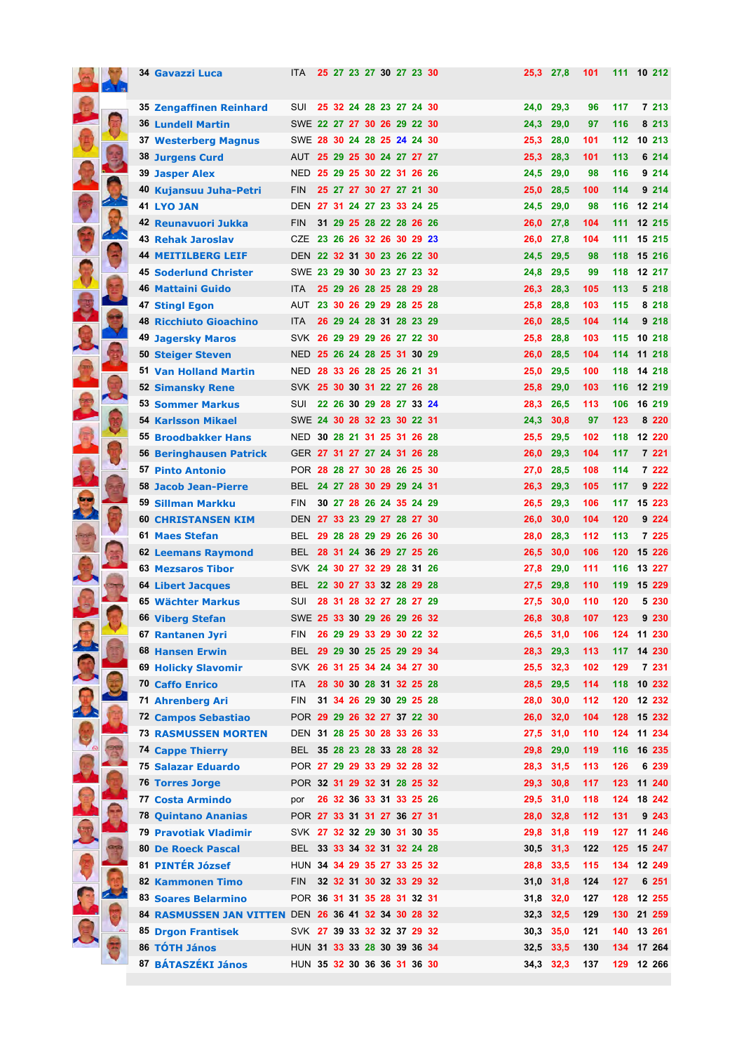| # | Name | Nat | | | | | | | | | | | | | | |
|---|---|---|---|---|---|---|---|---|---|---|---|---|---|---|---|---|
| 34 | Gavazzi Luca | ITA | 25 | 27 | 23 | 27 | 30 | 27 | 23 | 30 | 25,3 | 27,8 | 101 | 111 | 10 | 212 |
| 35 | Zengaffinen Reinhard | SUI | 25 | 32 | 24 | 28 | 23 | 27 | 24 | 30 | 24,0 | 29,3 | 96 | 117 | 7 | 213 |
| 36 | Lundell Martin | SWE | 22 | 27 | 27 | 30 | 26 | 29 | 22 | 30 | 24,3 | 29,0 | 97 | 116 | 8 | 213 |
| 37 | Westerberg Magnus | SWE | 28 | 30 | 24 | 28 | 25 | 24 | 24 | 30 | 25,3 | 28,0 | 101 | 112 | 10 | 213 |
| 38 | Jurgens Curd | AUT | 25 | 29 | 25 | 30 | 24 | 27 | 27 | 27 | 25,3 | 28,3 | 101 | 113 | 6 | 214 |
| 39 | Jasper Alex | NED | 25 | 29 | 25 | 30 | 22 | 31 | 26 | 26 | 24,5 | 29,0 | 98 | 116 | 9 | 214 |
| 40 | Kujansuu Juha-Petri | FIN | 25 | 27 | 27 | 30 | 27 | 27 | 21 | 30 | 25,0 | 28,5 | 100 | 114 | 9 | 214 |
| 41 | LYO JAN | DEN | 27 | 31 | 24 | 27 | 23 | 33 | 24 | 25 | 24,5 | 29,0 | 98 | 116 | 12 | 214 |
| 42 | Reunavuori Jukka | FIN | 31 | 29 | 25 | 28 | 22 | 28 | 26 | 26 | 26,0 | 27,8 | 104 | 111 | 12 | 215 |
| 43 | Rehak Jaroslav | CZE | 23 | 26 | 26 | 32 | 26 | 30 | 29 | 23 | 26,0 | 27,8 | 104 | 111 | 15 | 215 |
| 44 | MEITILBERG LEIF | DEN | 22 | 32 | 31 | 30 | 23 | 26 | 22 | 30 | 24,5 | 29,5 | 98 | 118 | 15 | 216 |
| 45 | Soderlund Christer | SWE | 23 | 29 | 30 | 30 | 23 | 27 | 23 | 32 | 24,8 | 29,5 | 99 | 118 | 12 | 217 |
| 46 | Mattaini Guido | ITA | 25 | 29 | 26 | 28 | 25 | 28 | 29 | 28 | 26,3 | 28,3 | 105 | 113 | 5 | 218 |
| 47 | Stingl Egon | AUT | 23 | 30 | 26 | 29 | 29 | 28 | 25 | 28 | 25,8 | 28,8 | 103 | 115 | 8 | 218 |
| 48 | Ricchiuto Gioachino | ITA | 26 | 29 | 24 | 28 | 31 | 28 | 23 | 29 | 26,0 | 28,5 | 104 | 114 | 9 | 218 |
| 49 | Jagersky Maros | SVK | 26 | 29 | 29 | 29 | 26 | 27 | 22 | 30 | 25,8 | 28,8 | 103 | 115 | 10 | 218 |
| 50 | Steiger Steven | NED | 25 | 26 | 24 | 28 | 25 | 31 | 30 | 29 | 26,0 | 28,5 | 104 | 114 | 11 | 218 |
| 51 | Van Holland Martin | NED | 28 | 33 | 26 | 28 | 25 | 26 | 21 | 31 | 25,0 | 29,5 | 100 | 118 | 14 | 218 |
| 52 | Simansky Rene | SVK | 25 | 30 | 30 | 31 | 22 | 27 | 26 | 28 | 25,8 | 29,0 | 103 | 116 | 12 | 219 |
| 53 | Sommer Markus | SUI | 22 | 26 | 30 | 29 | 28 | 27 | 33 | 24 | 28,3 | 26,5 | 113 | 106 | 16 | 219 |
| 54 | Karlsson Mikael | SWE | 24 | 30 | 28 | 32 | 23 | 30 | 22 | 31 | 24,3 | 30,8 | 97 | 123 | 8 | 220 |
| 55 | Broodbakker Hans | NED | 30 | 28 | 21 | 31 | 25 | 31 | 26 | 28 | 25,5 | 29,5 | 102 | 118 | 12 | 220 |
| 56 | Beringhausen Patrick | GER | 27 | 31 | 27 | 27 | 24 | 31 | 26 | 28 | 26,0 | 29,3 | 104 | 117 | 7 | 221 |
| 57 | Pinto Antonio | POR | 28 | 28 | 27 | 30 | 28 | 26 | 25 | 30 | 27,0 | 28,5 | 108 | 114 | 7 | 222 |
| 58 | Jacob Jean-Pierre | BEL | 24 | 27 | 28 | 30 | 29 | 29 | 24 | 31 | 26,3 | 29,3 | 105 | 117 | 9 | 222 |
| 59 | Sillman Markku | FIN | 30 | 27 | 28 | 26 | 24 | 35 | 24 | 29 | 26,5 | 29,3 | 106 | 117 | 15 | 223 |
| 60 | CHRISTANSEN KIM | DEN | 27 | 33 | 23 | 29 | 27 | 28 | 27 | 30 | 26,0 | 30,0 | 104 | 120 | 9 | 224 |
| 61 | Maes Stefan | BEL | 29 | 28 | 28 | 29 | 29 | 26 | 26 | 30 | 28,0 | 28,3 | 112 | 113 | 7 | 225 |
| 62 | Leemans Raymond | BEL | 28 | 31 | 24 | 36 | 29 | 27 | 25 | 26 | 26,5 | 30,0 | 106 | 120 | 15 | 226 |
| 63 | Mezsaros Tibor | SVK | 24 | 30 | 27 | 32 | 29 | 28 | 31 | 26 | 27,8 | 29,0 | 111 | 116 | 13 | 227 |
| 64 | Libert Jacques | BEL | 22 | 30 | 27 | 33 | 32 | 28 | 29 | 28 | 27,5 | 29,8 | 110 | 119 | 15 | 229 |
| 65 | Wächter Markus | SUI | 28 | 31 | 28 | 32 | 27 | 28 | 27 | 29 | 27,5 | 30,0 | 110 | 120 | 5 | 230 |
| 66 | Viberg Stefan | SWE | 25 | 33 | 30 | 29 | 26 | 29 | 26 | 32 | 26,8 | 30,8 | 107 | 123 | 9 | 230 |
| 67 | Rantanen Jyri | FIN | 26 | 29 | 29 | 33 | 29 | 30 | 22 | 32 | 26,5 | 31,0 | 106 | 124 | 11 | 230 |
| 68 | Hansen Erwin | BEL | 29 | 29 | 30 | 25 | 25 | 29 | 29 | 34 | 28,3 | 29,3 | 113 | 117 | 14 | 230 |
| 69 | Holicky Slavomir | SVK | 26 | 31 | 25 | 34 | 24 | 34 | 27 | 30 | 25,5 | 32,3 | 102 | 129 | 7 | 231 |
| 70 | Caffo Enrico | ITA | 28 | 30 | 30 | 28 | 31 | 32 | 25 | 28 | 28,5 | 29,5 | 114 | 118 | 10 | 232 |
| 71 | Ahrenberg Ari | FIN | 31 | 34 | 26 | 29 | 30 | 29 | 25 | 28 | 28,0 | 30,0 | 112 | 120 | 12 | 232 |
| 72 | Campos Sebastiao | POR | 29 | 29 | 26 | 32 | 27 | 37 | 22 | 30 | 26,0 | 32,0 | 104 | 128 | 15 | 232 |
| 73 | RASMUSSEN MORTEN | DEN | 31 | 28 | 25 | 30 | 28 | 33 | 26 | 33 | 27,5 | 31,0 | 110 | 124 | 11 | 234 |
| 74 | Cappe Thierry | BEL | 35 | 28 | 23 | 28 | 33 | 28 | 28 | 32 | 29,8 | 29,0 | 119 | 116 | 16 | 235 |
| 75 | Salazar Eduardo | POR | 27 | 29 | 29 | 33 | 29 | 32 | 28 | 32 | 28,3 | 31,5 | 113 | 126 | 6 | 239 |
| 76 | Torres Jorge | POR | 32 | 31 | 29 | 32 | 31 | 28 | 25 | 32 | 29,3 | 30,8 | 117 | 123 | 11 | 240 |
| 77 | Costa Armindo | por | 26 | 32 | 36 | 33 | 31 | 33 | 25 | 26 | 29,5 | 31,0 | 118 | 124 | 18 | 242 |
| 78 | Quintano Ananias | POR | 27 | 33 | 31 | 31 | 27 | 36 | 27 | 31 | 28,0 | 32,8 | 112 | 131 | 9 | 243 |
| 79 | Pravotiak Vladimir | SVK | 27 | 32 | 32 | 29 | 30 | 31 | 30 | 35 | 29,8 | 31,8 | 119 | 127 | 11 | 246 |
| 80 | De Roeck Pascal | BEL | 33 | 33 | 34 | 32 | 31 | 32 | 24 | 28 | 30,5 | 31,3 | 122 | 125 | 15 | 247 |
| 81 | PINTÉR József | HUN | 34 | 34 | 29 | 35 | 27 | 33 | 25 | 32 | 28,8 | 33,5 | 115 | 134 | 12 | 249 |
| 82 | Kammonen Timo | FIN | 32 | 32 | 31 | 30 | 32 | 33 | 29 | 32 | 31,0 | 31,8 | 124 | 127 | 6 | 251 |
| 83 | Soares Belarmino | POR | 36 | 31 | 31 | 35 | 28 | 31 | 32 | 31 | 31,8 | 32,0 | 127 | 128 | 12 | 255 |
| 84 | RASMUSSEN JAN VITTEN | DEN | 26 | 36 | 41 | 32 | 34 | 30 | 28 | 32 | 32,3 | 32,5 | 129 | 130 | 21 | 259 |
| 85 | Drgon Frantisek | SVK | 27 | 39 | 33 | 32 | 32 | 37 | 29 | 32 | 30,3 | 35,0 | 121 | 140 | 13 | 261 |
| 86 | TÓTH János | HUN | 31 | 33 | 33 | 28 | 30 | 39 | 36 | 34 | 32,5 | 33,5 | 130 | 134 | 17 | 264 |
| 87 | BÁTASZÉKI János | HUN | 35 | 32 | 30 | 36 | 36 | 31 | 36 | 30 | 34,3 | 32,3 | 137 | 129 | 12 | 266 |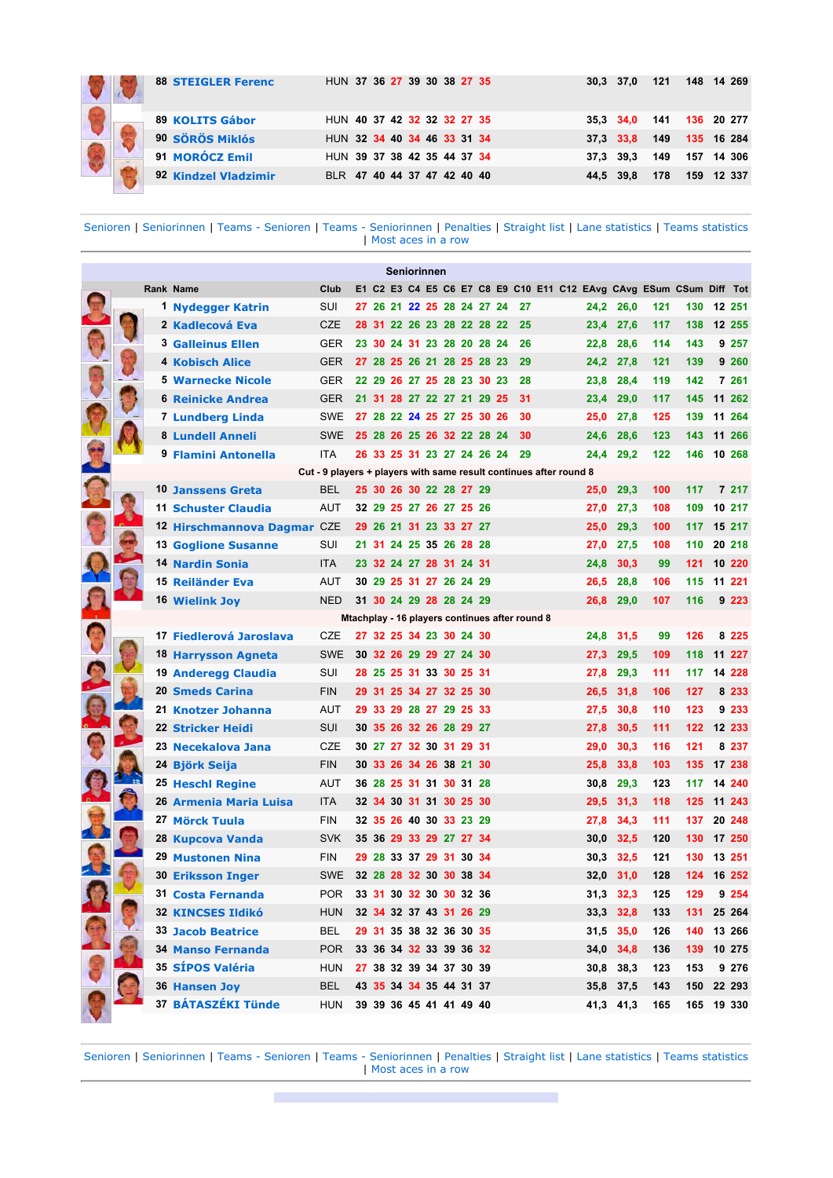| Rank | Name | Club | E1 | C2 | E3 | C4 | E5 | C6 | E7 | C8 | E9 | C10 | E11 | C12 | EAvg | CAvg | ESum | CSum | Diff | Tot |
|---|---|---|---|---|---|---|---|---|---|---|---|---|---|---|---|---|---|---|---|---|
| 88 | STEIGLER Ferenc | HUN | 37 | 36 | 27 | 39 | 30 | 38 | 27 | 35 | | | | | 30,3 | 37,0 | 121 | 148 | 14 | 269 |
| 89 | KOLITS Gábor | HUN | 40 | 37 | 42 | 32 | 32 | 32 | 27 | 35 | | | | | 35,3 | 34,0 | 141 | 136 | 20 | 277 |
| 90 | SÖRÖS Miklós | HUN | 32 | 34 | 40 | 34 | 46 | 33 | 31 | 34 | | | | | 37,3 | 33,8 | 149 | 135 | 16 | 284 |
| 91 | MORÓCZ Emil | HUN | 39 | 37 | 38 | 42 | 35 | 44 | 37 | 34 | | | | | 37,3 | 39,3 | 149 | 157 | 14 | 306 |
| 92 | Kindzel Vladzimir | BLR | 47 | 40 | 44 | 37 | 47 | 42 | 40 | 40 | | | | | 44,5 | 39,8 | 178 | 159 | 12 | 337 |

Senioren | Seniorinnen | Teams - Senioren | Teams - Seniorinnen | Penalties | Straight list | Lane statistics | Teams statistics | Most aces in a row

## Seniorinnen

| Rank | Name | Club | E1 | C2 | E3 | C4 | E5 | C6 | E7 | C8 | E9 | C10 | E11 | C12 | EAvg | CAvg | ESum | CSum | Diff | Tot |
|---|---|---|---|---|---|---|---|---|---|---|---|---|---|---|---|---|---|---|---|---|
| 1 | Nydegger Katrin | SUI | 27 | 26 | 21 | 22 | 25 | 28 | 24 | 27 | 24 | 27 | | | 24,2 | 26,0 | 121 | 130 | 12 | 251 |
| 2 | Kadlecová Eva | CZE | 28 | 31 | 22 | 26 | 23 | 28 | 22 | 28 | 22 | 25 | | | 23,4 | 27,6 | 117 | 138 | 12 | 255 |
| 3 | Galleinus Ellen | GER | 23 | 30 | 24 | 31 | 23 | 28 | 20 | 28 | 24 | 26 | | | 22,8 | 28,6 | 114 | 143 | 9 | 257 |
| 4 | Kobisch Alice | GER | 27 | 28 | 25 | 26 | 21 | 28 | 25 | 28 | 23 | 29 | | | 24,2 | 27,8 | 121 | 139 | 9 | 260 |
| 5 | Warnecke Nicole | GER | 22 | 29 | 26 | 27 | 25 | 28 | 23 | 30 | 23 | 28 | | | 23,8 | 28,4 | 119 | 142 | 7 | 261 |
| 6 | Reinicke Andrea | GER | 21 | 31 | 28 | 27 | 22 | 27 | 21 | 29 | 25 | 31 | | | 23,4 | 29,0 | 117 | 145 | 11 | 262 |
| 7 | Lundberg Linda | SWE | 27 | 28 | 22 | 24 | 25 | 27 | 25 | 30 | 26 | 30 | | | 25,0 | 27,8 | 125 | 139 | 11 | 264 |
| 8 | Lundell Anneli | SWE | 25 | 28 | 26 | 25 | 26 | 32 | 22 | 28 | 24 | 30 | | | 24,6 | 28,6 | 123 | 143 | 11 | 266 |
| 9 | Flamini Antonella | ITA | 26 | 33 | 25 | 31 | 23 | 27 | 24 | 26 | 24 | 29 | | | 24,4 | 29,2 | 122 | 146 | 10 | 268 |
| | Cut - 9 players + players with same result continues after round 8 | | | | | | | | | | | | | | | | | | | |
| 10 | Janssens Greta | BEL | 25 | 30 | 26 | 30 | 22 | 28 | 27 | 29 | | | | | 25,0 | 29,3 | 100 | 117 | 7 | 217 |
| 11 | Schuster Claudia | AUT | 32 | 29 | 25 | 27 | 26 | 27 | 25 | 26 | | | | | 27,0 | 27,3 | 108 | 109 | 10 | 217 |
| 12 | Hirschmannova Dagmar | CZE | 29 | 26 | 21 | 31 | 23 | 33 | 27 | 27 | | | | | 25,0 | 29,3 | 100 | 117 | 15 | 217 |
| 13 | Goglione Susanne | SUI | 21 | 31 | 24 | 25 | 35 | 26 | 28 | 28 | | | | | 27,0 | 27,5 | 108 | 110 | 20 | 218 |
| 14 | Nardin Sonia | ITA | 23 | 32 | 24 | 27 | 28 | 31 | 24 | 31 | | | | | 24,8 | 30,3 | 99 | 121 | 10 | 220 |
| 15 | Reiländer Eva | AUT | 30 | 29 | 25 | 31 | 27 | 26 | 24 | 29 | | | | | 26,5 | 28,8 | 106 | 115 | 11 | 221 |
| 16 | Wielink Joy | NED | 31 | 30 | 24 | 29 | 28 | 28 | 24 | 29 | | | | | 26,8 | 29,0 | 107 | 116 | 9 | 223 |
| | Mtachplay - 16 players continues after round 8 | | | | | | | | | | | | | | | | | | | |
| 17 | Fiedlerová Jaroslava | CZE | 27 | 32 | 25 | 34 | 23 | 30 | 24 | 30 | | | | | 24,8 | 31,5 | 99 | 126 | 8 | 225 |
| 18 | Harrysson Agneta | SWE | 30 | 32 | 26 | 29 | 29 | 27 | 24 | 30 | | | | | 27,3 | 29,5 | 109 | 118 | 11 | 227 |
| 19 | Anderegg Claudia | SUI | 28 | 25 | 25 | 31 | 33 | 30 | 25 | 31 | | | | | 27,8 | 29,3 | 111 | 117 | 14 | 228 |
| 20 | Smeds Carina | FIN | 29 | 31 | 25 | 34 | 27 | 32 | 25 | 30 | | | | | 26,5 | 31,8 | 106 | 127 | 8 | 233 |
| 21 | Knotzer Johanna | AUT | 29 | 33 | 29 | 28 | 27 | 29 | 25 | 33 | | | | | 27,5 | 30,8 | 110 | 123 | 9 | 233 |
| 22 | Stricker Heidi | SUI | 30 | 35 | 26 | 32 | 26 | 28 | 29 | 27 | | | | | 27,8 | 30,5 | 111 | 122 | 12 | 233 |
| 23 | Necekalova Jana | CZE | 30 | 27 | 27 | 32 | 30 | 31 | 29 | 31 | | | | | 29,0 | 30,3 | 116 | 121 | 8 | 237 |
| 24 | Björk Seija | FIN | 30 | 33 | 26 | 34 | 26 | 38 | 21 | 30 | | | | | 25,8 | 33,8 | 103 | 135 | 17 | 238 |
| 25 | Heschl Regine | AUT | 36 | 28 | 25 | 31 | 31 | 30 | 31 | 28 | | | | | 30,8 | 29,3 | 123 | 117 | 14 | 240 |
| 26 | Armenia Maria Luisa | ITA | 32 | 34 | 30 | 31 | 31 | 30 | 25 | 30 | | | | | 29,5 | 31,3 | 118 | 125 | 11 | 243 |
| 27 | Mörck Tuula | FIN | 32 | 35 | 26 | 40 | 30 | 33 | 23 | 29 | | | | | 27,8 | 34,3 | 111 | 137 | 20 | 248 |
| 28 | Kupcova Vanda | SVK | 35 | 36 | 29 | 33 | 29 | 27 | 27 | 34 | | | | | 30,0 | 32,5 | 120 | 130 | 17 | 250 |
| 29 | Mustonen Nina | FIN | 29 | 28 | 33 | 37 | 29 | 31 | 30 | 34 | | | | | 30,3 | 32,5 | 121 | 130 | 13 | 251 |
| 30 | Eriksson Inger | SWE | 32 | 28 | 28 | 32 | 30 | 30 | 38 | 34 | | | | | 32,0 | 31,0 | 128 | 124 | 16 | 252 |
| 31 | Costa Fernanda | POR | 33 | 31 | 30 | 32 | 30 | 30 | 32 | 36 | | | | | 31,3 | 32,3 | 125 | 129 | 9 | 254 |
| 32 | KINCSES Ildikó | HUN | 32 | 34 | 32 | 37 | 43 | 31 | 26 | 29 | | | | | 33,3 | 32,8 | 133 | 131 | 25 | 264 |
| 33 | Jacob Beatrice | BEL | 29 | 31 | 35 | 38 | 32 | 36 | 30 | 35 | | | | | 31,5 | 35,0 | 126 | 140 | 13 | 266 |
| 34 | Manso Fernanda | POR | 33 | 36 | 34 | 32 | 33 | 39 | 36 | 32 | | | | | 34,0 | 34,8 | 136 | 139 | 10 | 275 |
| 35 | SÍPOS Valéria | HUN | 27 | 38 | 32 | 39 | 34 | 37 | 30 | 39 | | | | | 30,8 | 38,3 | 123 | 153 | 9 | 276 |
| 36 | Hansen Joy | BEL | 43 | 35 | 34 | 34 | 35 | 44 | 31 | 37 | | | | | 35,8 | 37,5 | 143 | 150 | 22 | 293 |
| 37 | BÁTASZÉKI Tünde | HUN | 39 | 39 | 36 | 45 | 41 | 41 | 49 | 40 | | | | | 41,3 | 41,3 | 165 | 165 | 19 | 330 |

Senioren | Seniorinnen | Teams - Senioren | Teams - Seniorinnen | Penalties | Straight list | Lane statistics | Teams statistics | Most aces in a row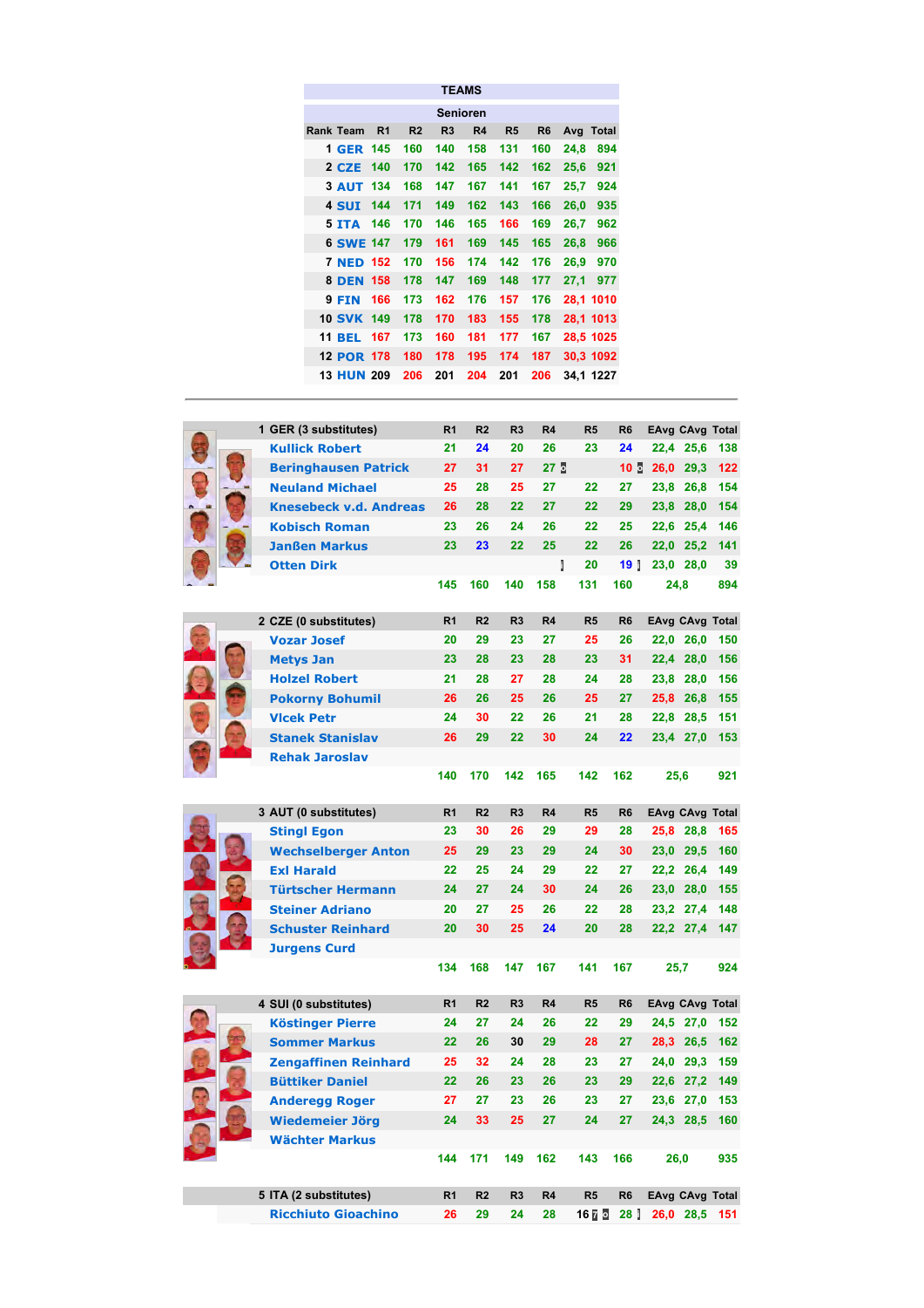## TEAMS

### Senioren

| Rank | Team | R1 | R2 | R3 | R4 | R5 | R6 | Avg | Total |
|---|---|---|---|---|---|---|---|---|---|
| 1 | GER | 145 | 160 | 140 | 158 | 131 | 160 | 24,8 | 894 |
| 2 | CZE | 140 | 170 | 142 | 165 | 142 | 162 | 25,6 | 921 |
| 3 | AUT | 134 | 168 | 147 | 167 | 141 | 167 | 25,7 | 924 |
| 4 | SUI | 144 | 171 | 149 | 162 | 143 | 166 | 26,0 | 935 |
| 5 | ITA | 146 | 170 | 146 | 165 | 166 | 169 | 26,7 | 962 |
| 6 | SWE | 147 | 179 | 161 | 169 | 145 | 165 | 26,8 | 966 |
| 7 | NED | 152 | 170 | 156 | 174 | 142 | 176 | 26,9 | 970 |
| 8 | DEN | 158 | 178 | 147 | 169 | 148 | 177 | 27,1 | 977 |
| 9 | FIN | 166 | 173 | 162 | 176 | 157 | 176 | 28,1 | 1010 |
| 10 | SVK | 149 | 178 | 170 | 183 | 155 | 178 | 28,1 | 1013 |
| 11 | BEL | 167 | 173 | 160 | 181 | 177 | 167 | 28,5 | 1025 |
| 12 | POR | 178 | 180 | 178 | 195 | 174 | 187 | 30,3 | 1092 |
| 13 | HUN | 209 | 206 | 201 | 204 | 201 | 206 | 34,1 | 1227 |

| 1 GER (3 substitutes) | R1 | R2 | R3 | R4 | R5 | R6 | EAvg | CAvg | Total |
|---|---|---|---|---|---|---|---|---|---|
| Kullick Robert | 21 | 24 | 20 | 26 | 23 | 24 | 22,4 | 25,6 | 138 |
| Beringhausen Patrick | 27 | 31 | 27 | 27 |  | 10 | 26,0 | 29,3 | 122 |
| Neuland Michael | 25 | 28 | 25 | 27 | 22 | 27 | 23,8 | 26,8 | 154 |
| Knesebeck v.d. Andreas | 26 | 28 | 22 | 27 | 22 | 29 | 23,8 | 28,0 | 154 |
| Kobisch Roman | 23 | 26 | 24 | 26 | 22 | 25 | 22,6 | 25,4 | 146 |
| Janßen Markus | 23 | 23 | 22 | 25 | 22 | 26 | 22,0 | 25,2 | 141 |
| Otten Dirk |  |  |  |  | 20 | 19 | 23,0 | 28,0 | 39 |
|  | 145 | 160 | 140 | 158 | 131 | 160 | 24,8 |  | 894 |

| 2 CZE (0 substitutes) | R1 | R2 | R3 | R4 | R5 | R6 | EAvg | CAvg | Total |
|---|---|---|---|---|---|---|---|---|---|
| Vozar Josef | 20 | 29 | 23 | 27 | 25 | 26 | 22,0 | 26,0 | 150 |
| Metys Jan | 23 | 28 | 23 | 28 | 23 | 31 | 22,4 | 28,0 | 156 |
| Holzel Robert | 21 | 28 | 27 | 28 | 24 | 28 | 23,8 | 28,0 | 156 |
| Pokorny Bohumil | 26 | 26 | 25 | 26 | 25 | 27 | 25,8 | 26,8 | 155 |
| Vlcek Petr | 24 | 30 | 22 | 26 | 21 | 28 | 22,8 | 28,5 | 151 |
| Stanek Stanislav | 26 | 29 | 22 | 30 | 24 | 22 | 23,4 | 27,0 | 153 |
| Rehak Jaroslav |  |  |  |  |  |  |  |  |  |
|  | 140 | 170 | 142 | 165 | 142 | 162 | 25,6 |  | 921 |

| 3 AUT (0 substitutes) | R1 | R2 | R3 | R4 | R5 | R6 | EAvg | CAvg | Total |
|---|---|---|---|---|---|---|---|---|---|
| Stingl Egon | 23 | 30 | 26 | 29 | 29 | 28 | 25,8 | 28,8 | 165 |
| Wechselberger Anton | 25 | 29 | 23 | 29 | 24 | 30 | 23,0 | 29,5 | 160 |
| Exl Harald | 22 | 25 | 24 | 29 | 22 | 27 | 22,2 | 26,4 | 149 |
| Türtscher Hermann | 24 | 27 | 24 | 30 | 24 | 26 | 23,0 | 28,0 | 155 |
| Steiner Adriano | 20 | 27 | 25 | 26 | 22 | 28 | 23,2 | 27,4 | 148 |
| Schuster Reinhard | 20 | 30 | 25 | 24 | 20 | 28 | 22,2 | 27,4 | 147 |
| Jurgens Curd |  |  |  |  |  |  |  |  |  |
|  | 134 | 168 | 147 | 167 | 141 | 167 | 25,7 |  | 924 |

| 4 SUI (0 substitutes) | R1 | R2 | R3 | R4 | R5 | R6 | EAvg | CAvg | Total |
|---|---|---|---|---|---|---|---|---|---|
| Köstinger Pierre | 24 | 27 | 24 | 26 | 22 | 29 | 24,5 | 27,0 | 152 |
| Sommer Markus | 22 | 26 | 30 | 29 | 28 | 27 | 28,3 | 26,5 | 162 |
| Zengaffinen Reinhard | 25 | 32 | 24 | 28 | 23 | 27 | 24,0 | 29,3 | 159 |
| Büttiker Daniel | 22 | 26 | 23 | 26 | 23 | 29 | 22,6 | 27,2 | 149 |
| Anderegg Roger | 27 | 27 | 23 | 26 | 23 | 27 | 23,6 | 27,0 | 153 |
| Wiedemeier Jörg | 24 | 33 | 25 | 27 | 24 | 27 | 24,3 | 28,5 | 160 |
| Wächter Markus |  |  |  |  |  |  |  |  |  |
|  | 144 | 171 | 149 | 162 | 143 | 166 | 26,0 |  | 935 |

| 5 ITA (2 substitutes) | R1 | R2 | R3 | R4 | R5 | R6 | EAvg | CAvg | Total |
|---|---|---|---|---|---|---|---|---|---|
| Ricchiuto Gioachino | 26 | 29 | 24 | 28 | 16 | 28 | 26,0 | 28,5 | 151 |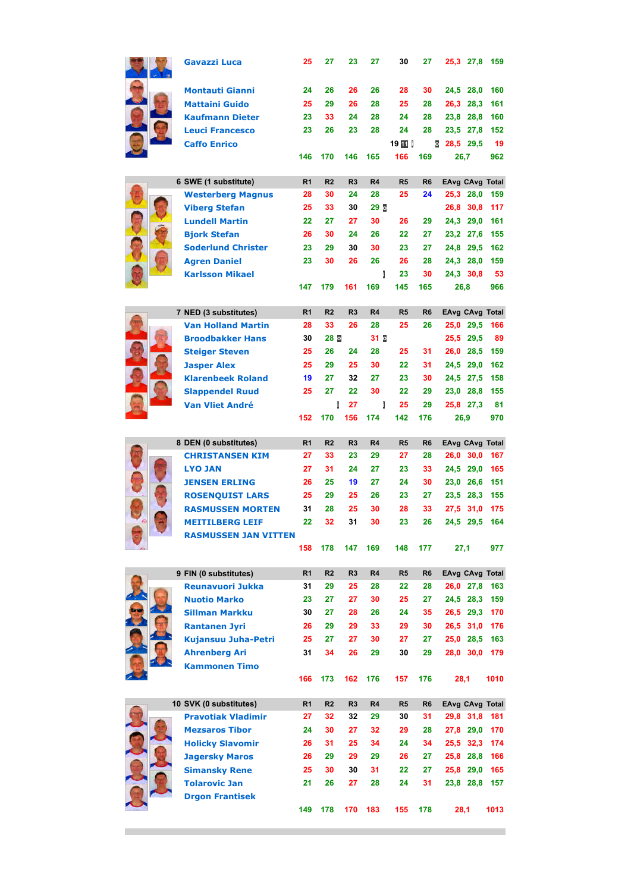| | R1 | R2 | R3 | R4 | R5 | R6 | EAvg | CAvg | Total |
|---|---|---|---|---|---|---|---|---|---|
| Gavazzi Luca | 25 | 27 | 23 | 27 | 30 | 27 | 25,3 | 27,8 | 159 |
| Montauti Gianni | 24 | 26 | 26 | 26 | 28 | 30 | 24,5 | 28,0 | 160 |
| Mattaini Guido | 25 | 29 | 26 | 28 | 25 | 28 | 26,3 | 28,3 | 161 |
| Kaufmann Dieter | 23 | 33 | 24 | 28 | 24 | 28 | 23,8 | 28,8 | 160 |
| Leuci Francesco | 23 | 26 | 23 | 28 | 24 | 28 | 23,5 | 27,8 | 152 |
| Caffo Enrico | | | | | 19 | | 28,5 | 29,5 | 19 |
| | 146 | 170 | 146 | 165 | 166 | 169 | | 26,7 | 962 |

| 6 SWE (1 substitute) | R1 | R2 | R3 | R4 | R5 | R6 | EAvg | CAvg | Total |
|---|---|---|---|---|---|---|---|---|---|
| Westerberg Magnus | 28 | 30 | 24 | 28 | 25 | 24 | 25,3 | 28,0 | 159 |
| Viberg Stefan | 25 | 33 | 30 | 29 | | | 26,8 | 30,8 | 117 |
| Lundell Martin | 22 | 27 | 27 | 30 | 26 | 29 | 24,3 | 29,0 | 161 |
| Bjork Stefan | 26 | 30 | 24 | 26 | 22 | 27 | 23,2 | 27,6 | 155 |
| Soderlund Christer | 23 | 29 | 30 | 30 | 23 | 27 | 24,8 | 29,5 | 162 |
| Agren Daniel | 23 | 30 | 26 | 26 | 26 | 28 | 24,3 | 28,0 | 159 |
| Karlsson Mikael | | | | | 23 | 30 | 24,3 | 30,8 | 53 |
| | 147 | 179 | 161 | 169 | 145 | 165 | | 26,8 | 966 |

| 7 NED (3 substitutes) | R1 | R2 | R3 | R4 | R5 | R6 | EAvg | CAvg | Total |
|---|---|---|---|---|---|---|---|---|---|
| Van Holland Martin | 28 | 33 | 26 | 28 | 25 | 26 | 25,0 | 29,5 | 166 |
| Broodbakker Hans | 30 | 28 | | 31 | | | 25,5 | 29,5 | 89 |
| Steiger Steven | 25 | 26 | 24 | 28 | 25 | 31 | 26,0 | 28,5 | 159 |
| Jasper Alex | 25 | 29 | 25 | 30 | 22 | 31 | 24,5 | 29,0 | 162 |
| Klarenbeek Roland | 19 | 27 | 32 | 27 | 23 | 30 | 24,5 | 27,5 | 158 |
| Slappendel Ruud | 25 | 27 | 22 | 30 | 22 | 29 | 23,0 | 28,8 | 155 |
| Van Vliet André | | | 27 | | 25 | 29 | 25,8 | 27,3 | 81 |
| | 152 | 170 | 156 | 174 | 142 | 176 | | 26,9 | 970 |

| 8 DEN (0 substitutes) | R1 | R2 | R3 | R4 | R5 | R6 | EAvg | CAvg | Total |
|---|---|---|---|---|---|---|---|---|---|
| CHRISTANSEN KIM | 27 | 33 | 23 | 29 | 27 | 28 | 26,0 | 30,0 | 167 |
| LYO JAN | 27 | 31 | 24 | 27 | 23 | 33 | 24,5 | 29,0 | 165 |
| JENSEN ERLING | 26 | 25 | 19 | 27 | 24 | 30 | 23,0 | 26,6 | 151 |
| ROSENQUIST LARS | 25 | 29 | 25 | 26 | 23 | 27 | 23,5 | 28,3 | 155 |
| RASMUSSEN MORTEN | 31 | 28 | 25 | 30 | 28 | 33 | 27,5 | 31,0 | 175 |
| MEITILBERG LEIF | 22 | 32 | 31 | 30 | 23 | 26 | 24,5 | 29,5 | 164 |
| RASMUSSEN JAN VITTEN | | | | | | | | | |
| | 158 | 178 | 147 | 169 | 148 | 177 | | 27,1 | 977 |

| 9 FIN (0 substitutes) | R1 | R2 | R3 | R4 | R5 | R6 | EAvg | CAvg | Total |
|---|---|---|---|---|---|---|---|---|---|
| Reunavuori Jukka | 31 | 29 | 25 | 28 | 22 | 28 | 26,0 | 27,8 | 163 |
| Nuotio Marko | 23 | 27 | 27 | 30 | 25 | 27 | 24,5 | 28,3 | 159 |
| Sillman Markku | 30 | 27 | 28 | 26 | 24 | 35 | 26,5 | 29,3 | 170 |
| Rantanen Jyri | 26 | 29 | 29 | 33 | 29 | 30 | 26,5 | 31,0 | 176 |
| Kujansuu Juha-Petri | 25 | 27 | 27 | 30 | 27 | 27 | 25,0 | 28,5 | 163 |
| Ahrenberg Ari | 31 | 34 | 26 | 29 | 30 | 29 | 28,0 | 30,0 | 179 |
| Kammonen Timo | | | | | | | | | |
| | 166 | 173 | 162 | 176 | 157 | 176 | | 28,1 | 1010 |

| 10 SVK (0 substitutes) | R1 | R2 | R3 | R4 | R5 | R6 | EAvg | CAvg | Total |
|---|---|---|---|---|---|---|---|---|---|
| Pravotiak Vladimir | 27 | 32 | 32 | 29 | 30 | 31 | 29,8 | 31,8 | 181 |
| Mezsaros Tibor | 24 | 30 | 27 | 32 | 29 | 28 | 27,8 | 29,0 | 170 |
| Holicky Slavomir | 26 | 31 | 25 | 34 | 24 | 34 | 25,5 | 32,3 | 174 |
| Jagersky Maros | 26 | 29 | 29 | 29 | 26 | 27 | 25,8 | 28,8 | 166 |
| Simansky Rene | 25 | 30 | 30 | 31 | 22 | 27 | 25,8 | 29,0 | 165 |
| Tolarovic Jan | 21 | 26 | 27 | 28 | 24 | 31 | 23,8 | 28,8 | 157 |
| Drgon Frantisek | | | | | | | | | |
| | 149 | 178 | 170 | 183 | 155 | 178 | | 28,1 | 1013 |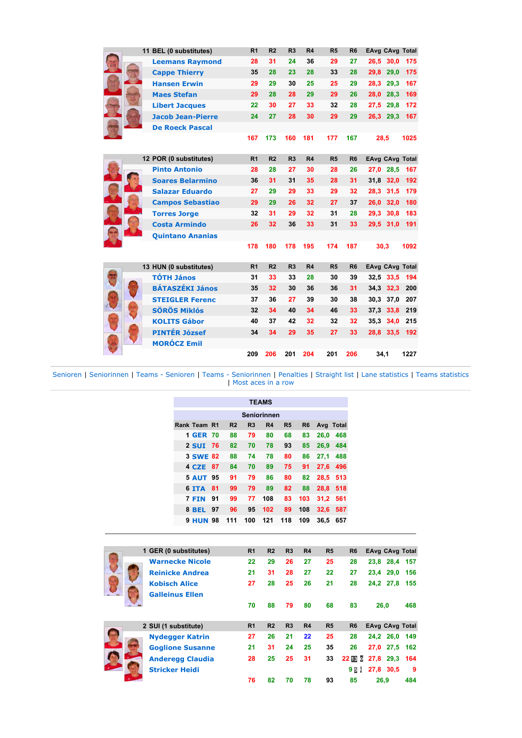| 11 BEL (0 substitutes) | R1 | R2 | R3 | R4 | R5 | R6 | EAvg | CAvg | Total |
|---|---|---|---|---|---|---|---|---|---|
| Leemans Raymond | 28 | 31 | 24 | 36 | 29 | 27 | 26,5 | 30,0 | 175 |
| Cappe Thierry | 35 | 28 | 23 | 28 | 33 | 28 | 29,8 | 29,0 | 175 |
| Hansen Erwin | 29 | 29 | 30 | 25 | 25 | 29 | 28,3 | 29,3 | 167 |
| Maes Stefan | 29 | 28 | 28 | 29 | 29 | 26 | 28,0 | 28,3 | 169 |
| Libert Jacques | 22 | 30 | 27 | 33 | 32 | 28 | 27,5 | 29,8 | 172 |
| Jacob Jean-Pierre | 24 | 27 | 28 | 30 | 29 | 29 | 26,3 | 29,3 | 167 |
| De Roeck Pascal | | | | | | | | | |
| | 167 | 173 | 160 | 181 | 177 | 167 | 28,5 | | 1025 |

| 12 POR (0 substitutes) | R1 | R2 | R3 | R4 | R5 | R6 | EAvg | CAvg | Total |
|---|---|---|---|---|---|---|---|---|---|
| Pinto Antonio | 28 | 28 | 27 | 30 | 28 | 26 | 27,0 | 28,5 | 167 |
| Soares Belarmino | 36 | 31 | 31 | 35 | 28 | 31 | 31,8 | 32,0 | 192 |
| Salazar Eduardo | 27 | 29 | 29 | 33 | 29 | 32 | 28,3 | 31,5 | 179 |
| Campos Sebastiao | 29 | 29 | 26 | 32 | 27 | 37 | 26,0 | 32,0 | 180 |
| Torres Jorge | 32 | 31 | 29 | 32 | 31 | 28 | 29,3 | 30,8 | 183 |
| Costa Armindo | 26 | 32 | 36 | 33 | 31 | 33 | 29,5 | 31,0 | 191 |
| Quintano Ananias | | | | | | | | | |
| | 178 | 180 | 178 | 195 | 174 | 187 | 30,3 | | 1092 |

| 13 HUN (0 substitutes) | R1 | R2 | R3 | R4 | R5 | R6 | EAvg | CAvg | Total |
|---|---|---|---|---|---|---|---|---|---|
| TÓTH János | 31 | 33 | 33 | 28 | 30 | 39 | 32,5 | 33,5 | 194 |
| BÁTASZÉKI János | 35 | 32 | 30 | 36 | 36 | 31 | 34,3 | 32,3 | 200 |
| STEIGLER Ferenc | 37 | 36 | 27 | 39 | 30 | 38 | 30,3 | 37,0 | 207 |
| SÖRÖS Miklós | 32 | 34 | 40 | 34 | 46 | 33 | 37,3 | 33,8 | 219 |
| KOLITS Gábor | 40 | 37 | 42 | 32 | 32 | 32 | 35,3 | 34,0 | 215 |
| PINTÉR József | 34 | 34 | 29 | 35 | 27 | 33 | 28,8 | 33,5 | 192 |
| MORÓCZ Emil | | | | | | | | | |
| | 209 | 206 | 201 | 204 | 201 | 206 | 34,1 | | 1227 |

Senioren | Seniorinnen | Teams - Senioren | Teams - Seniorinnen | Penalties | Straight list | Lane statistics | Teams statistics | Most aces in a row

## TEAMS

### Seniorinnen

| Rank | Team | R1 | R2 | R3 | R4 | R5 | R6 | Avg | Total |
|---|---|---|---|---|---|---|---|---|---|
| 1 | GER | 70 | 88 | 79 | 80 | 68 | 83 | 26,0 | 468 |
| 2 | SUI | 76 | 82 | 70 | 78 | 93 | 85 | 26,9 | 484 |
| 3 | SWE | 82 | 88 | 74 | 78 | 80 | 86 | 27,1 | 488 |
| 4 | CZE | 87 | 84 | 70 | 89 | 75 | 91 | 27,6 | 496 |
| 5 | AUT | 95 | 91 | 79 | 86 | 80 | 82 | 28,5 | 513 |
| 6 | ITA | 81 | 99 | 79 | 89 | 82 | 88 | 28,8 | 518 |
| 7 | FIN | 91 | 99 | 77 | 108 | 83 | 103 | 31,2 | 561 |
| 8 | BEL | 97 | 96 | 95 | 102 | 89 | 108 | 32,6 | 587 |
| 9 | HUN | 98 | 111 | 100 | 121 | 118 | 109 | 36,5 | 657 |

| 1 GER (0 substitutes) | R1 | R2 | R3 | R4 | R5 | R6 | EAvg | CAvg | Total |
|---|---|---|---|---|---|---|---|---|---|
| Warnecke Nicole | 22 | 29 | 26 | 27 | 25 | 28 | 23,8 | 28,4 | 157 |
| Reinicke Andrea | 21 | 31 | 28 | 27 | 22 | 27 | 23,4 | 29,0 | 156 |
| Kobisch Alice | 27 | 28 | 25 | 26 | 21 | 28 | 24,2 | 27,8 | 155 |
| Galleinus Ellen | | | | | | | | | |
| | 70 | 88 | 79 | 80 | 68 | 83 | 26,0 | | 468 |

| 2 SUI (1 substitute) | R1 | R2 | R3 | R4 | R5 | R6 | EAvg | CAvg | Total |
|---|---|---|---|---|---|---|---|---|---|
| Nydegger Katrin | 27 | 26 | 21 | 22 | 25 | 28 | 24,2 | 26,0 | 149 |
| Goglione Susanne | 21 | 31 | 24 | 25 | 35 | 26 | 27,0 | 27,5 | 162 |
| Anderegg Claudia | 28 | 25 | 25 | 31 | 33 | 22 13 | 27,8 | 29,3 | 164 |
| Stricker Heidi | | | | | | 9 5 | 27,8 | 30,5 | 9 |
| | 76 | 82 | 70 | 78 | 93 | 85 | 26,9 | | 484 |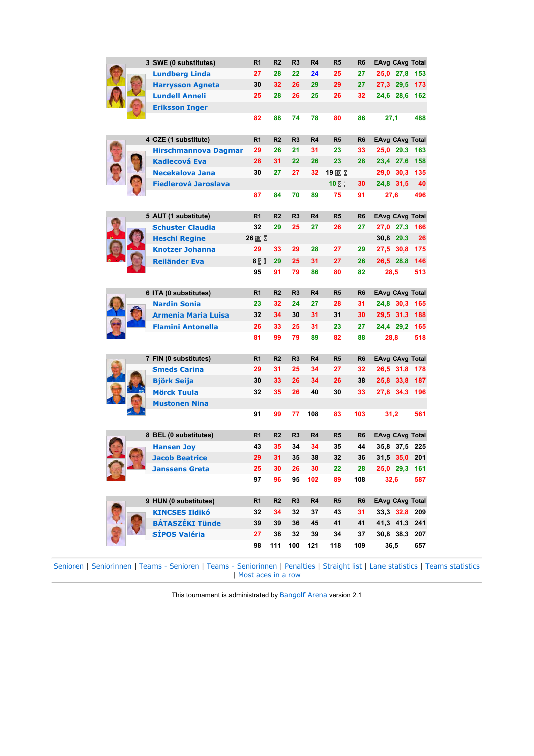| 3 SWE (0 substitutes) | R1 | R2 | R3 | R4 | R5 | R6 | EAvg | CAvg | Total |
|---|---|---|---|---|---|---|---|---|---|
| Lundberg Linda | 27 | 28 | 22 | 24 | 25 | 27 | 25,0 | 27,8 | 153 |
| Harrysson Agneta | 30 | 32 | 26 | 29 | 29 | 27 | 27,3 | 29,5 | 173 |
| Lundell Anneli | 25 | 28 | 26 | 25 | 26 | 32 | 24,6 | 28,6 | 162 |
| Eriksson Inger | | | | | | | | | |
| | 82 | 88 | 74 | 78 | 80 | 86 | 27,1 | | 488 |

| 4 CZE (1 substitute) | R1 | R2 | R3 | R4 | R5 | R6 | EAvg | CAvg | Total |
|---|---|---|---|---|---|---|---|---|---|
| Hirschmannova Dagmar | 29 | 26 | 21 | 31 | 23 | 33 | 25,0 | 29,3 | 163 |
| Kadlecová Eva | 28 | 31 | 22 | 26 | 23 | 28 | 23,4 | 27,6 | 158 |
| Necekalova Jana | 30 | 27 | 27 | 32 | 19 10 8 | | 29,0 | 30,3 | 135 |
| Fiedlerová Jaroslava | | | | | 10 8 | 30 | 24,8 | 31,5 | 40 |
| | 87 | 84 | 70 | 89 | 75 | 91 | 27,6 | | 496 |

| 5 AUT (1 substitute) | R1 | R2 | R3 | R4 | R5 | R6 | EAvg | CAvg | Total |
|---|---|---|---|---|---|---|---|---|---|
| Schuster Claudia | 32 | 29 | 25 | 27 | 26 | 27 | 27,0 | 27,3 | 166 |
| Heschl Regine | 26 13 8 | | | | | | 30,8 | 29,3 | 26 |
| Knotzer Johanna | 29 | 33 | 29 | 28 | 27 | 29 | 27,5 | 30,8 | 175 |
| Reiländer Eva | 8 5 | 29 | 25 | 31 | 27 | 26 | 26,5 | 28,8 | 146 |
| | 95 | 91 | 79 | 86 | 80 | 82 | 28,5 | | 513 |

| 6 ITA (0 substitutes) | R1 | R2 | R3 | R4 | R5 | R6 | EAvg | CAvg | Total |
|---|---|---|---|---|---|---|---|---|---|
| Nardin Sonia | 23 | 32 | 24 | 27 | 28 | 31 | 24,8 | 30,3 | 165 |
| Armenia Maria Luisa | 32 | 34 | 30 | 31 | 31 | 30 | 29,5 | 31,3 | 188 |
| Flamini Antonella | 26 | 33 | 25 | 31 | 23 | 27 | 24,4 | 29,2 | 165 |
| | 81 | 99 | 79 | 89 | 82 | 88 | 28,8 | | 518 |

| 7 FIN (0 substitutes) | R1 | R2 | R3 | R4 | R5 | R6 | EAvg | CAvg | Total |
|---|---|---|---|---|---|---|---|---|---|
| Smeds Carina | 29 | 31 | 25 | 34 | 27 | 32 | 26,5 | 31,8 | 178 |
| Björk Seija | 30 | 33 | 26 | 34 | 26 | 38 | 25,8 | 33,8 | 187 |
| Mörck Tuula | 32 | 35 | 26 | 40 | 30 | 33 | 27,8 | 34,3 | 196 |
| Mustonen Nina | | | | | | | | | |
| | 91 | 99 | 77 | 108 | 83 | 103 | 31,2 | | 561 |

| 8 BEL (0 substitutes) | R1 | R2 | R3 | R4 | R5 | R6 | EAvg | CAvg | Total |
|---|---|---|---|---|---|---|---|---|---|
| Hansen Joy | 43 | 35 | 34 | 34 | 35 | 44 | 35,8 | 37,5 | 225 |
| Jacob Beatrice | 29 | 31 | 35 | 38 | 32 | 36 | 31,5 | 35,0 | 201 |
| Janssens Greta | 25 | 30 | 26 | 30 | 22 | 28 | 25,0 | 29,3 | 161 |
| | 97 | 96 | 95 | 102 | 89 | 108 | 32,6 | | 587 |

| 9 HUN (0 substitutes) | R1 | R2 | R3 | R4 | R5 | R6 | EAvg | CAvg | Total |
|---|---|---|---|---|---|---|---|---|---|
| KINCSES Ildikó | 32 | 34 | 32 | 37 | 43 | 31 | 33,3 | 32,8 | 209 |
| BÁTASZÉKI Tünde | 39 | 39 | 36 | 45 | 41 | 41 | 41,3 | 41,3 | 241 |
| SÍPOS Valéria | 27 | 38 | 32 | 39 | 34 | 37 | 30,8 | 38,3 | 207 |
| | 98 | 111 | 100 | 121 | 118 | 109 | 36,5 | | 657 |

Senioren | Seniorinnen | Teams - Senioren | Teams - Seniorinnen | Penalties | Straight list | Lane statistics | Teams statistics | Most aces in a row

This tournament is administrated by Bangolf Arena version 2.1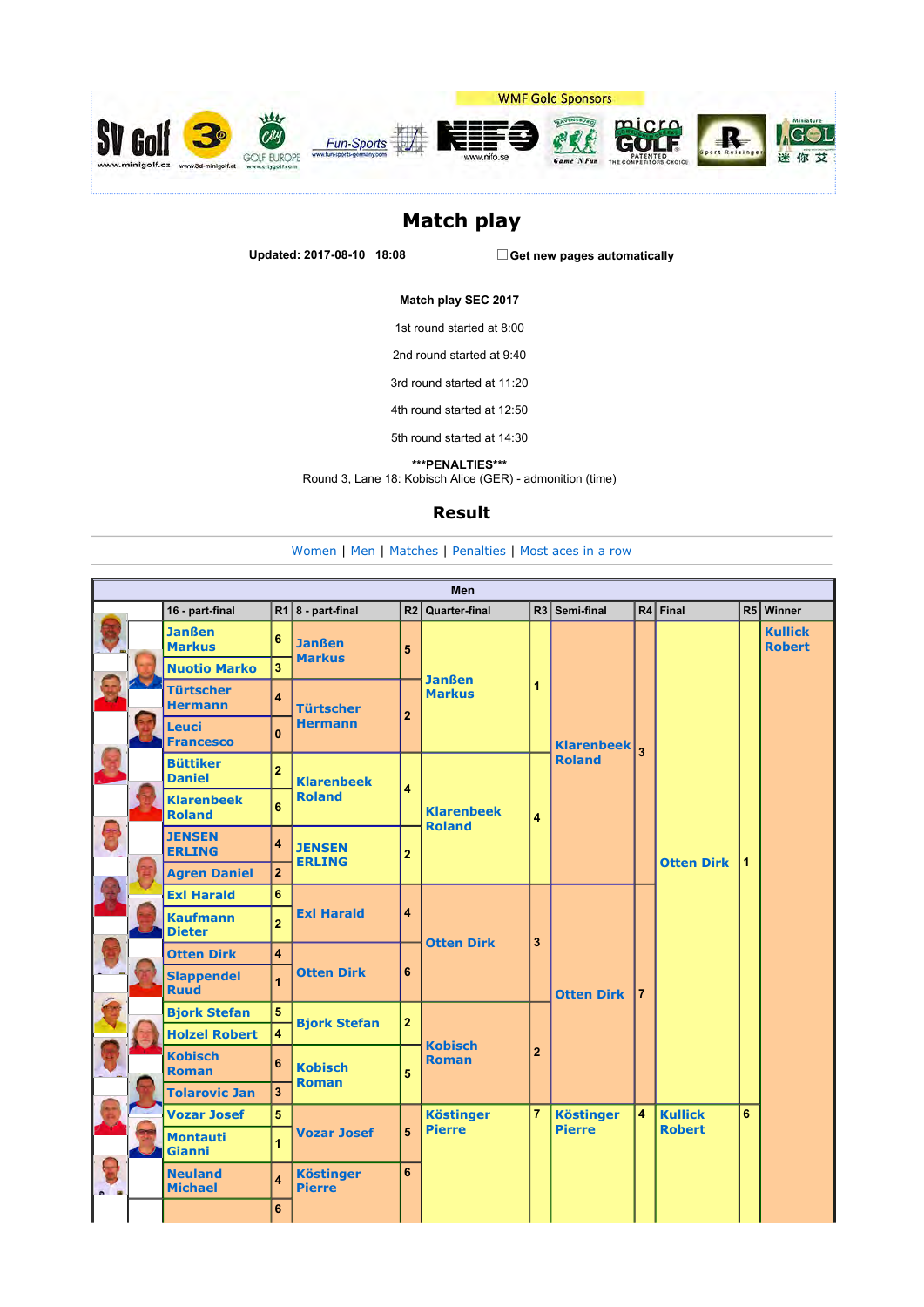WMF Gold Sponsors

# Match play

**Updated: 2017-08-10 18:08** ☐ **Get new pages automatically**

**Match play SEC 2017**

1st round started at 8:00

2nd round started at 9:40

3rd round started at 11:20

4th round started at 12:50

5th round started at 14:30

***PENALTIES***
Round 3, Lane 18: Kobisch Alice (GER) - admonition (time)

## Result

Women | Men | Matches | Penalties | Most aces in a row

**Men**

| 16 - part-final | R1 | 8 - part-final | R2 | Quarter-final | R3 | Semi-final | R4 | Final | R5 | Winner |
|---|---|---|---|---|---|---|---|---|---|---|
| Janßen Markus | 6 | Janßen Markus | 5 | Janßen Markus | 1 | Klarenbeek Roland | 3 | Otten Dirk | 1 | Kullick Robert |
| Nuotio Marko | 3 | | | | | | | | | |
| Türtscher Hermann | 4 | Türtscher Hermann | 2 | | | | | | | |
| Leuci Francesco | 0 | | | | | | | | | |
| Büttiker Daniel | 2 | Klarenbeek Roland | 4 | Klarenbeek Roland | 4 | | | | | |
| Klarenbeek Roland | 6 | | | | | | | | | |
| JENSEN ERLING | 4 | JENSEN ERLING | 2 | | | | | | | |
| Agren Daniel | 2 | | | | | | | | | |
| Exl Harald | 6 | Exl Harald | 4 | Otten Dirk | 3 | Otten Dirk | 7 | | | |
| Kaufmann Dieter | 2 | | | | | | | | | |
| Otten Dirk | 4 | Otten Dirk | 6 | | | | | | | |
| Slappendel Ruud | 1 | | | | | | | | | |
| Bjork Stefan | 5 | Bjork Stefan | 2 | Kobisch Roman | 2 | | | | | |
| Holzel Robert | 4 | | | | | | | | | |
| Kobisch Roman | 6 | Kobisch Roman | 5 | | | | | | | |
| Tolarovic Jan | 3 | | | | | | | | | |
| Vozar Josef | 5 | Vozar Josef | 5 | Köstinger Pierre | 7 | Köstinger Pierre | 4 | Kullick Robert | 6 | |
| Montauti Gianni | 1 | | | | | | | | | |
| Neuland Michael | 4 | Köstinger Pierre | 6 | | | | | | | |
| | 6 | | | | | | | | | |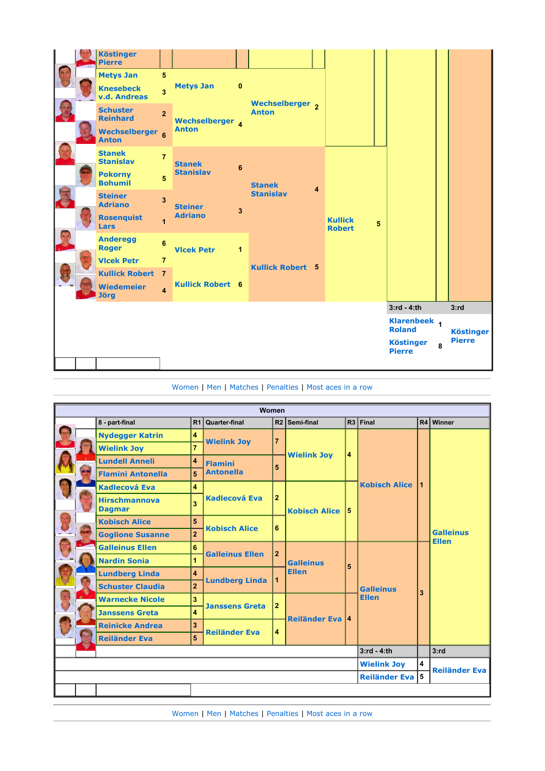| 8 - part-final | R1 | Quarter-final | R2 | Semi-final | R3 | Final | R4 | Winner |
|---|---|---|---|---|---|---|---|---|
| Köstinger Pierre | | | | | | | | |
| Metys Jan | 5 | Metys Jan | 0 | Wechselberger Anton | 2 | | | |
| Knesebeck v.d. Andreas | 3 | | | | | | | |
| Schuster Reinhard | 2 | Wechselberger Anton | 4 | | | | | |
| Wechselberger Anton | 6 | | | | | | | |
| Stanek Stanislav | 7 | Stanek Stanislav | 6 | Stanek Stanislav | 4 | Kullick Robert | 5 | |
| Pokorny Bohumil | 5 | | | | | | | |
| Steiner Adriano | 3 | Steiner Adriano | 3 | | | | | |
| Rosenquist Lars | 1 | | | | | | | |
| Anderegg Roger | 6 | Vlcek Petr | 1 | Kullick Robert | 5 | | | |
| Vlcek Petr | 7 | | | | | | | |
| Kullick Robert | 7 | Kullick Robert | 6 | | | | | |
| Wiedemeier Jörg | 4 | | | | | | | |
| | | | | | | 3:rd - 4:th | | 3:rd |
| | | | | | | Klarenbeek Roland | 1 | Köstinger Pierre |
| | | | | | | Köstinger Pierre | 8 | |

Women | Men | Matches | Penalties | Most aces in a row

| Women | | | | | | | | |
|---|---|---|---|---|---|---|---|---|
| 8 - part-final | R1 | Quarter-final | R2 | Semi-final | R3 | Final | R4 | Winner |
| Nydegger Katrin | 4 | Wielink Joy | 7 | Wielink Joy | 4 | Kobisch Alice | 1 | Galleinus Ellen |
| Wielink Joy | 7 | | | | | | | |
| Lundell Anneli | 4 | Flamini Antonella | 5 | | | | | |
| Flamini Antonella | 5 | | | | | | | |
| Kadlecová Eva | 4 | Kadlecová Eva | 2 | Kobisch Alice | 5 | | | |
| Hirschmannova Dagmar | 3 | | | | | | | |
| Kobisch Alice | 5 | Kobisch Alice | 6 | | | | | |
| Goglione Susanne | 2 | | | | | | | |
| Galleinus Ellen | 6 | Galleinus Ellen | 2 | Galleinus Ellen | 5 | Galleinus Ellen | 3 | |
| Nardin Sonia | 1 | | | | | | | |
| Lundberg Linda | 4 | Lundberg Linda | 1 | | | | | |
| Schuster Claudia | 2 | | | | | | | |
| Warnecke Nicole | 3 | Janssens Greta | 2 | Reiländer Eva | 4 | | | |
| Janssens Greta | 4 | | | | | | | |
| Reinicke Andrea | 3 | Reiländer Eva | 4 | | | | | |
| Reiländer Eva | 5 | | | | | | | |
| | | | | | | 3:rd - 4:th | | 3:rd |
| | | | | | | Wielink Joy | 4 | Reiländer Eva |
| | | | | | | Reiländer Eva | 5 | |

Women | Men | Matches | Penalties | Most aces in a row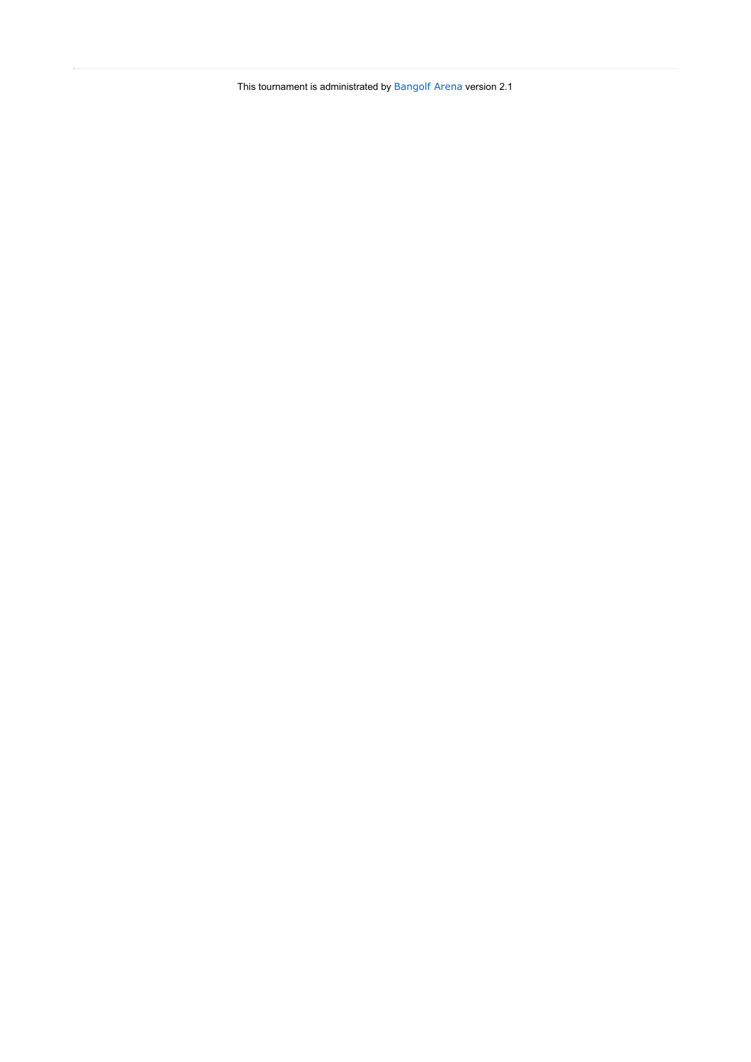This tournament is administrated by Bangolf Arena version 2.1